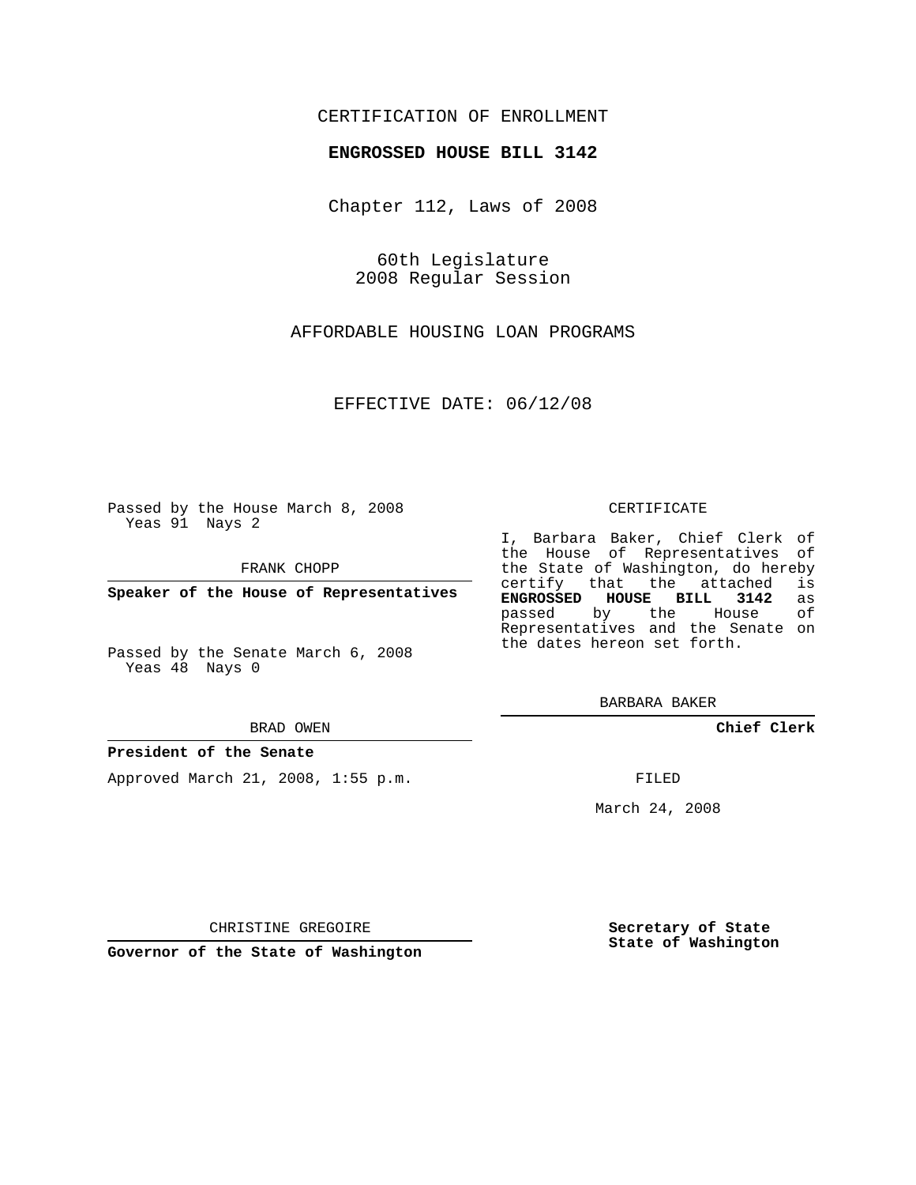CERTIFICATION OF ENROLLMENT

**ENGROSSED HOUSE BILL 3142**

Chapter 112, Laws of 2008

60th Legislature
2008 Regular Session

AFFORDABLE HOUSING LOAN PROGRAMS

EFFECTIVE DATE: 06/12/08

Passed by the House March 8, 2008
Yeas 91 Nays 2

FRANK CHOPP

**Speaker of the House of Representatives**

Passed by the Senate March 6, 2008
Yeas 48 Nays 0

BRAD OWEN

**President of the Senate**

Approved March 21, 2008, 1:55 p.m.

CHRISTINE GREGOIRE

**Governor of the State of Washington**

CERTIFICATE

I, Barbara Baker, Chief Clerk of the House of Representatives of the State of Washington, do hereby certify that the attached is **ENGROSSED HOUSE BILL 3142** as passed by the House of Representatives and the Senate on the dates hereon set forth.

BARBARA BAKER

**Chief Clerk**

FILED

March 24, 2008

**Secretary of State**
**State of Washington**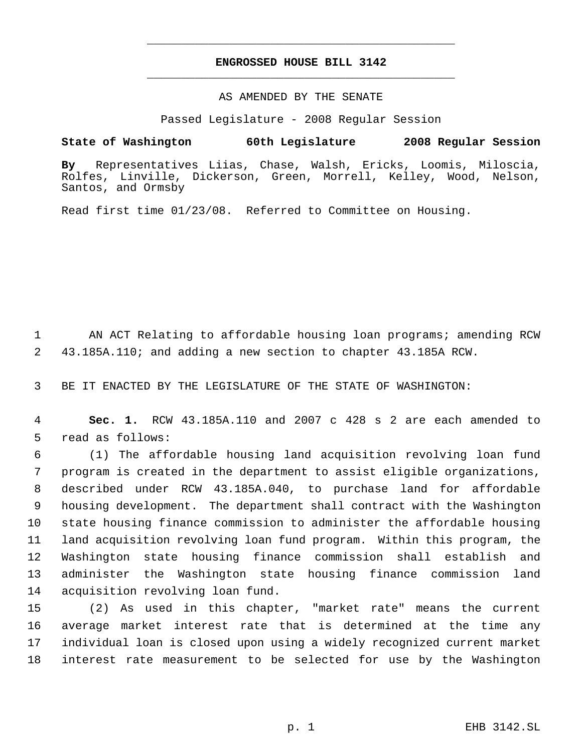# ENGROSSED HOUSE BILL 3142

AS AMENDED BY THE SENATE

Passed Legislature - 2008 Regular Session

**State of Washington 60th Legislature 2008 Regular Session**

**By** Representatives Liias, Chase, Walsh, Ericks, Loomis, Miloscia, Rolfes, Linville, Dickerson, Green, Morrell, Kelley, Wood, Nelson, Santos, and Ormsby

Read first time 01/23/08. Referred to Committee on Housing.

1 AN ACT Relating to affordable housing loan programs; amending RCW
2 43.185A.110; and adding a new section to chapter 43.185A RCW.

3 BE IT ENACTED BY THE LEGISLATURE OF THE STATE OF WASHINGTON:

4 **Sec. 1.** RCW 43.185A.110 and 2007 c 428 s 2 are each amended to
5 read as follows:

6 (1) The affordable housing land acquisition revolving loan fund
7 program is created in the department to assist eligible organizations,
8 described under RCW 43.185A.040, to purchase land for affordable
9 housing development. The department shall contract with the Washington
10 state housing finance commission to administer the affordable housing
11 land acquisition revolving loan fund program. Within this program, the
12 Washington state housing finance commission shall establish and
13 administer the Washington state housing finance commission land
14 acquisition revolving loan fund.

15 (2) As used in this chapter, "market rate" means the current
16 average market interest rate that is determined at the time any
17 individual loan is closed upon using a widely recognized current market
18 interest rate measurement to be selected for use by the Washington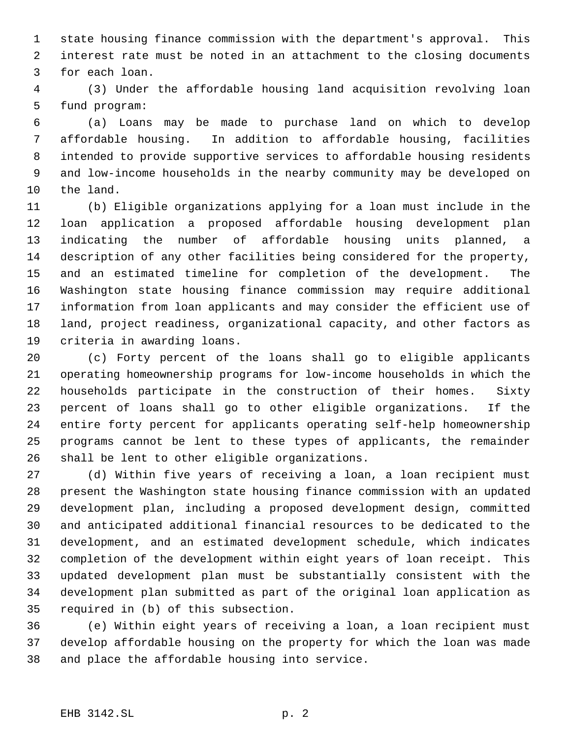state housing finance commission with the department's approval. This interest rate must be noted in an attachment to the closing documents for each loan.

(3) Under the affordable housing land acquisition revolving loan fund program:

(a) Loans may be made to purchase land on which to develop affordable housing. In addition to affordable housing, facilities intended to provide supportive services to affordable housing residents and low-income households in the nearby community may be developed on the land.

(b) Eligible organizations applying for a loan must include in the loan application a proposed affordable housing development plan indicating the number of affordable housing units planned, a description of any other facilities being considered for the property, and an estimated timeline for completion of the development. The Washington state housing finance commission may require additional information from loan applicants and may consider the efficient use of land, project readiness, organizational capacity, and other factors as criteria in awarding loans.

(c) Forty percent of the loans shall go to eligible applicants operating homeownership programs for low-income households in which the households participate in the construction of their homes. Sixty percent of loans shall go to other eligible organizations. If the entire forty percent for applicants operating self-help homeownership programs cannot be lent to these types of applicants, the remainder shall be lent to other eligible organizations.

(d) Within five years of receiving a loan, a loan recipient must present the Washington state housing finance commission with an updated development plan, including a proposed development design, committed and anticipated additional financial resources to be dedicated to the development, and an estimated development schedule, which indicates completion of the development within eight years of loan receipt. This updated development plan must be substantially consistent with the development plan submitted as part of the original loan application as required in (b) of this subsection.

(e) Within eight years of receiving a loan, a loan recipient must develop affordable housing on the property for which the loan was made and place the affordable housing into service.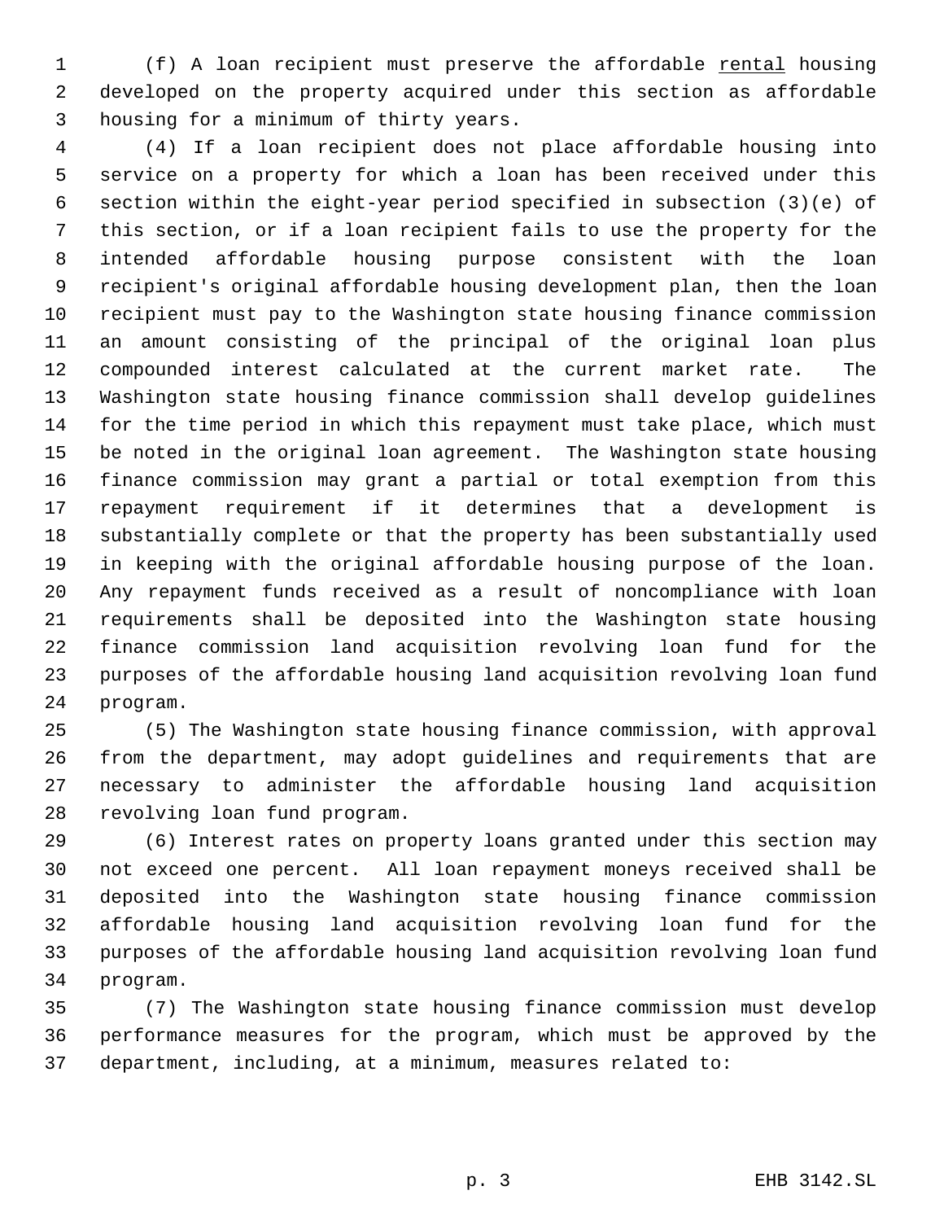(f) A loan recipient must preserve the affordable rental housing developed on the property acquired under this section as affordable housing for a minimum of thirty years.

(4) If a loan recipient does not place affordable housing into service on a property for which a loan has been received under this section within the eight-year period specified in subsection (3)(e) of this section, or if a loan recipient fails to use the property for the intended affordable housing purpose consistent with the loan recipient's original affordable housing development plan, then the loan recipient must pay to the Washington state housing finance commission an amount consisting of the principal of the original loan plus compounded interest calculated at the current market rate. The Washington state housing finance commission shall develop guidelines for the time period in which this repayment must take place, which must be noted in the original loan agreement. The Washington state housing finance commission may grant a partial or total exemption from this repayment requirement if it determines that a development is substantially complete or that the property has been substantially used in keeping with the original affordable housing purpose of the loan. Any repayment funds received as a result of noncompliance with loan requirements shall be deposited into the Washington state housing finance commission land acquisition revolving loan fund for the purposes of the affordable housing land acquisition revolving loan fund program.

(5) The Washington state housing finance commission, with approval from the department, may adopt guidelines and requirements that are necessary to administer the affordable housing land acquisition revolving loan fund program.

(6) Interest rates on property loans granted under this section may not exceed one percent. All loan repayment moneys received shall be deposited into the Washington state housing finance commission affordable housing land acquisition revolving loan fund for the purposes of the affordable housing land acquisition revolving loan fund program.

(7) The Washington state housing finance commission must develop performance measures for the program, which must be approved by the department, including, at a minimum, measures related to: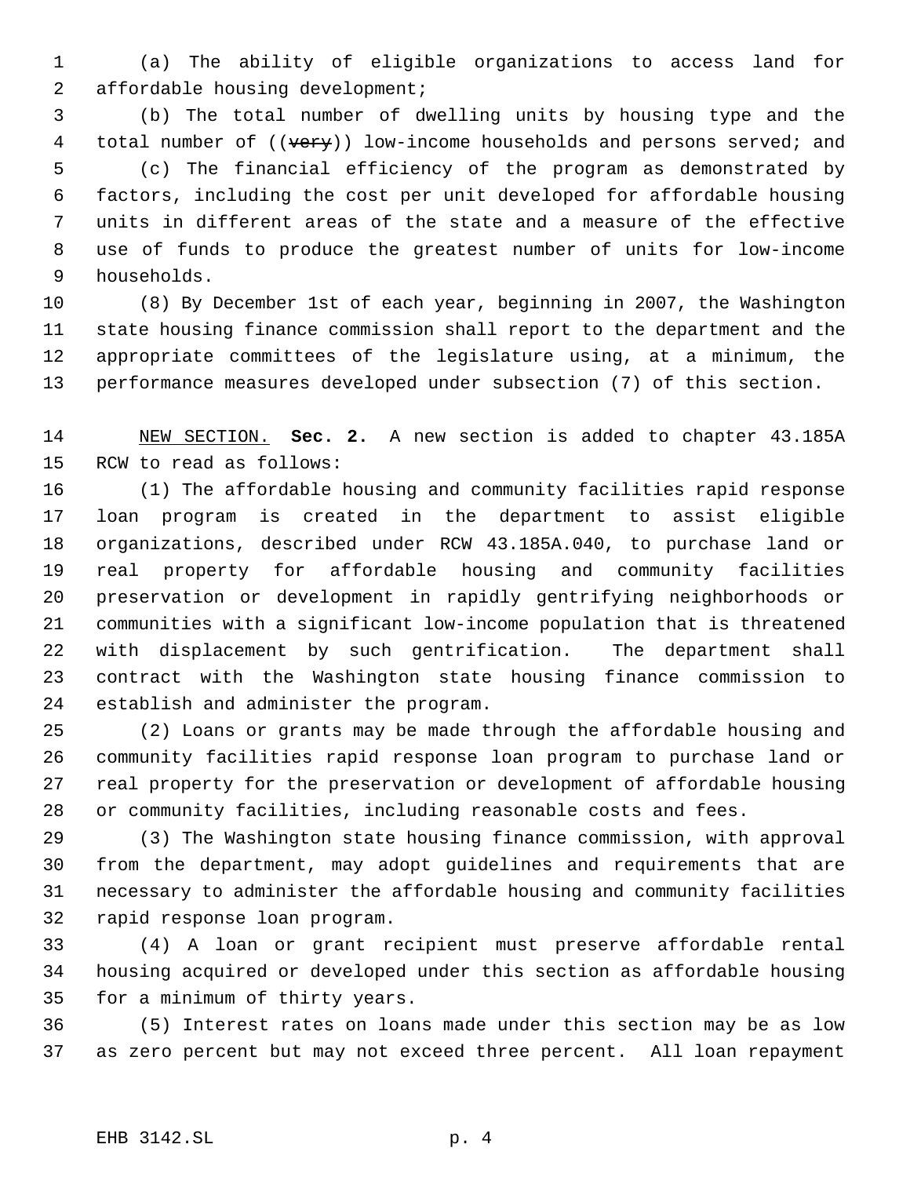(a) The ability of eligible organizations to access land for affordable housing development;

(b) The total number of dwelling units by housing type and the total number of ((~~very~~)) low-income households and persons served; and

(c) The financial efficiency of the program as demonstrated by factors, including the cost per unit developed for affordable housing units in different areas of the state and a measure of the effective use of funds to produce the greatest number of units for low-income households.

(8) By December 1st of each year, beginning in 2007, the Washington state housing finance commission shall report to the department and the appropriate committees of the legislature using, at a minimum, the performance measures developed under subsection (7) of this section.

NEW SECTION. **Sec. 2.** A new section is added to chapter 43.185A RCW to read as follows:

(1) The affordable housing and community facilities rapid response loan program is created in the department to assist eligible organizations, described under RCW 43.185A.040, to purchase land or real property for affordable housing and community facilities preservation or development in rapidly gentrifying neighborhoods or communities with a significant low-income population that is threatened with displacement by such gentrification. The department shall contract with the Washington state housing finance commission to establish and administer the program.

(2) Loans or grants may be made through the affordable housing and community facilities rapid response loan program to purchase land or real property for the preservation or development of affordable housing or community facilities, including reasonable costs and fees.

(3) The Washington state housing finance commission, with approval from the department, may adopt guidelines and requirements that are necessary to administer the affordable housing and community facilities rapid response loan program.

(4) A loan or grant recipient must preserve affordable rental housing acquired or developed under this section as affordable housing for a minimum of thirty years.

(5) Interest rates on loans made under this section may be as low as zero percent but may not exceed three percent. All loan repayment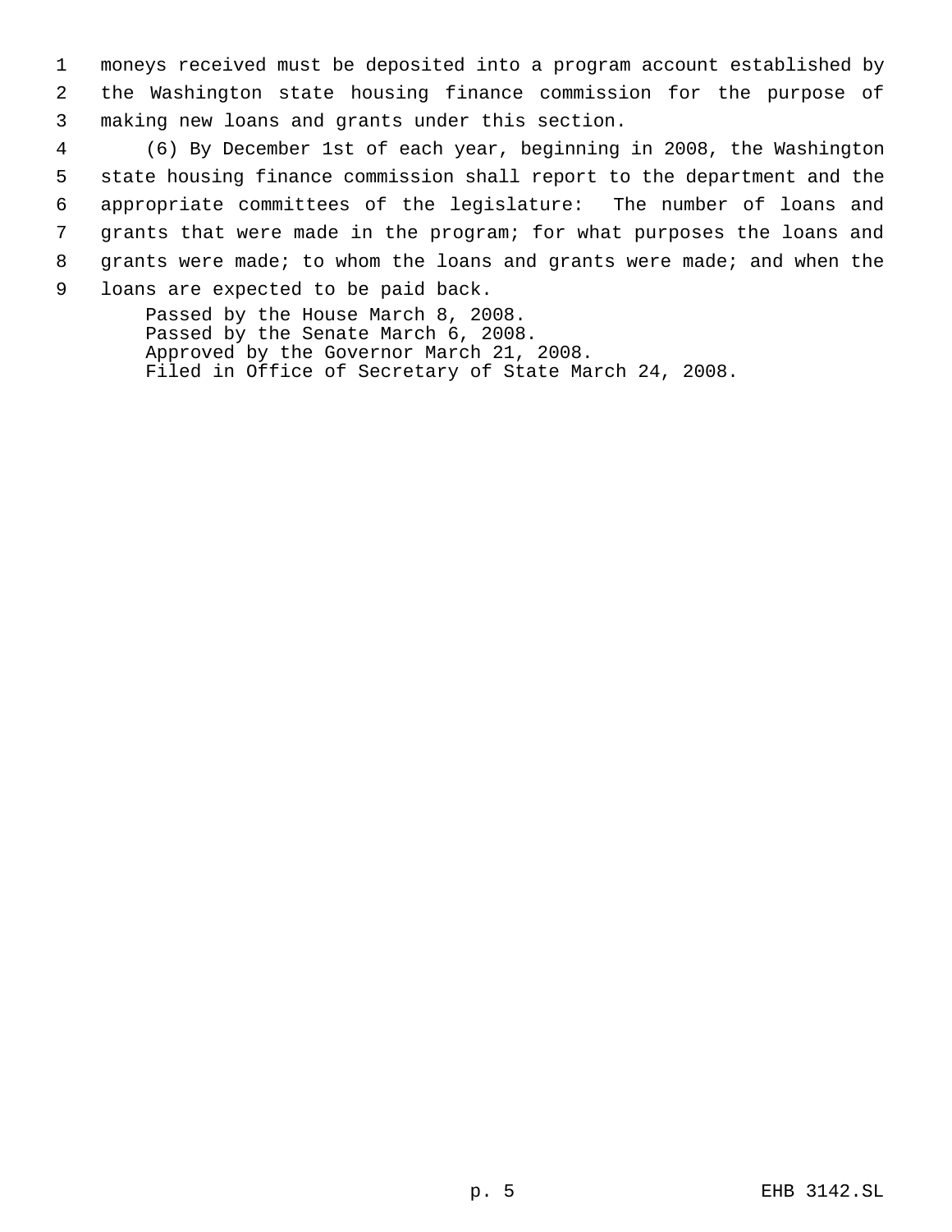moneys received must be deposited into a program account established by the Washington state housing finance commission for the purpose of making new loans and grants under this section.

(6) By December 1st of each year, beginning in 2008, the Washington state housing finance commission shall report to the department and the appropriate committees of the legislature: The number of loans and grants that were made in the program; for what purposes the loans and grants were made; to whom the loans and grants were made; and when the loans are expected to be paid back.

Passed by the House March 8, 2008.
Passed by the Senate March 6, 2008.
Approved by the Governor March 21, 2008.
Filed in Office of Secretary of State March 24, 2008.